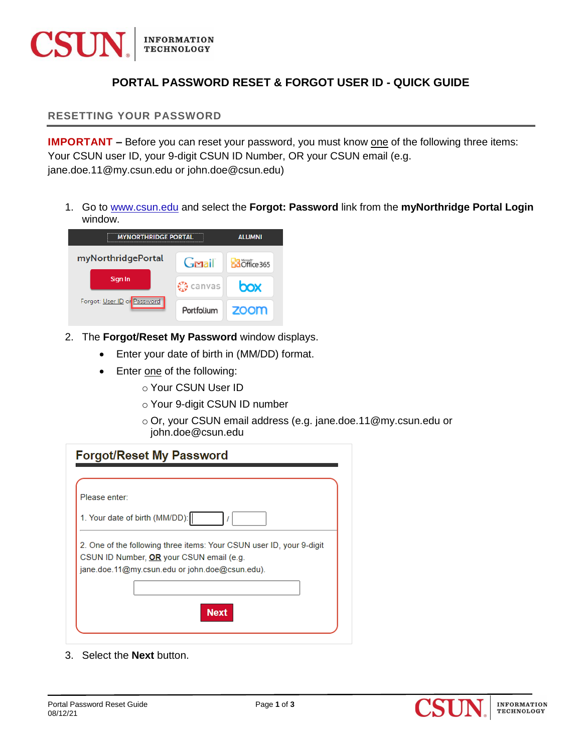# PORTAL PASSWORD RESET & FORGOT USER ID - QUICK GUIDE

## RESETTING YOUR PASSWORD

**IMPORTANT –** Before you can reset your password, you must know one of the following three items: Your CSUN user ID, your 9-digit CSUN ID Number, OR your CSUN email (e.g. jane.doe.11@my.csun.edu or john.doe@csun.edu)

1. Go to www.csun.edu and select the **Forgot: Password** link from the **myNorthridge Portal Login** window.

2. The **Forgot/Reset My Password** window displays.
   - Enter your date of birth in (MM/DD) format.
   - Enter one of the following:
     - Your CSUN User ID
     - Your 9-digit CSUN ID number
     - Or, your CSUN email address (e.g. jane.doe.11@my.csun.edu or john.doe@csun.edu

3. Select the **Next** button.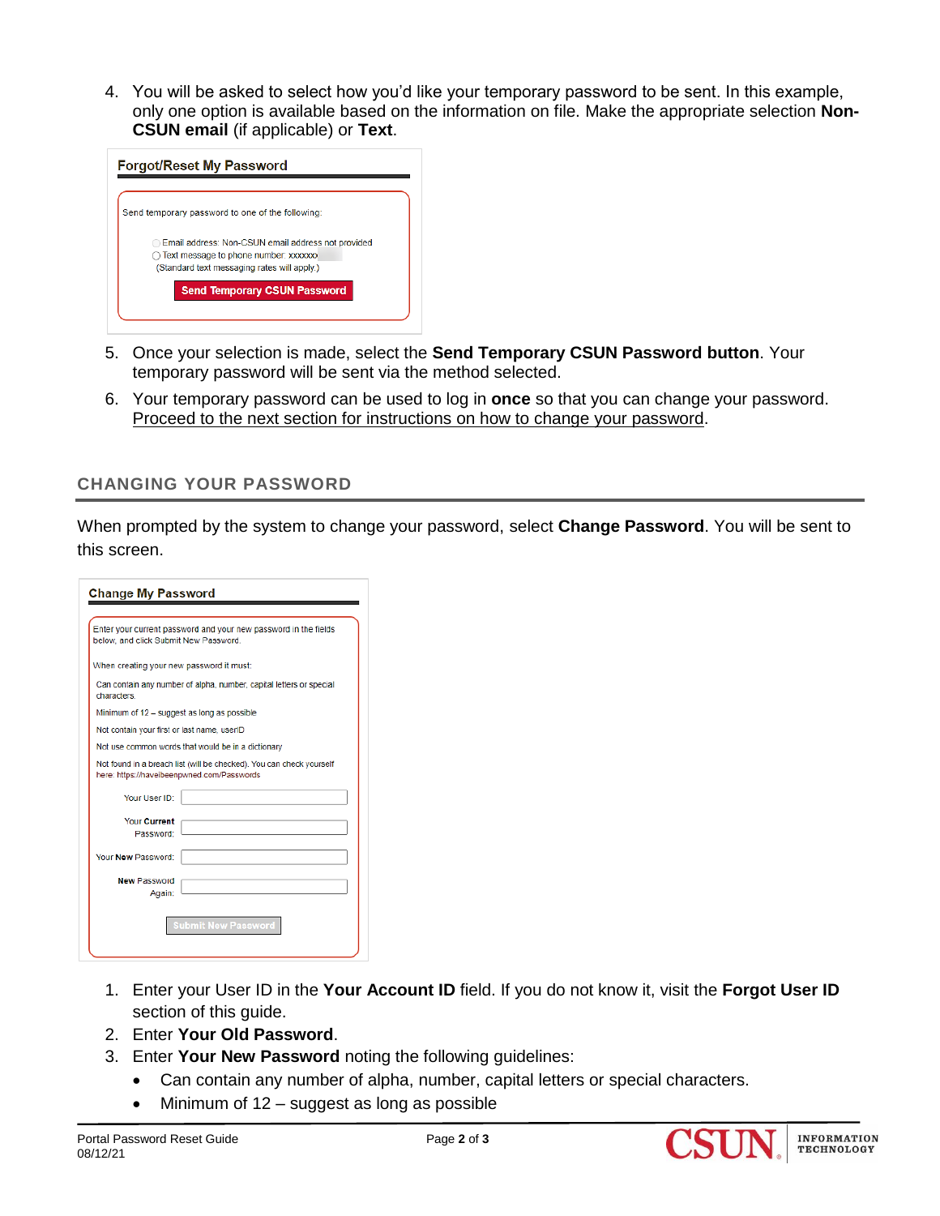4. You will be asked to select how you'd like your temporary password to be sent. In this example, only one option is available based on the information on file. Make the appropriate selection **Non-CSUN email** (if applicable) or **Text**.

5. Once your selection is made, select the **Send Temporary CSUN Password button**. Your temporary password will be sent via the method selected.
6. Your temporary password can be used to log in **once** so that you can change your password. Proceed to the next section for instructions on how to change your password.

## CHANGING YOUR PASSWORD

When prompted by the system to change your password, select **Change Password**. You will be sent to this screen.

1. Enter your User ID in the **Your Account ID** field. If you do not know it, visit the **Forgot User ID** section of this guide.
2. Enter **Your Old Password**.
3. Enter **Your New Password** noting the following guidelines:
   - Can contain any number of alpha, number, capital letters or special characters.
   - Minimum of 12 – suggest as long as possible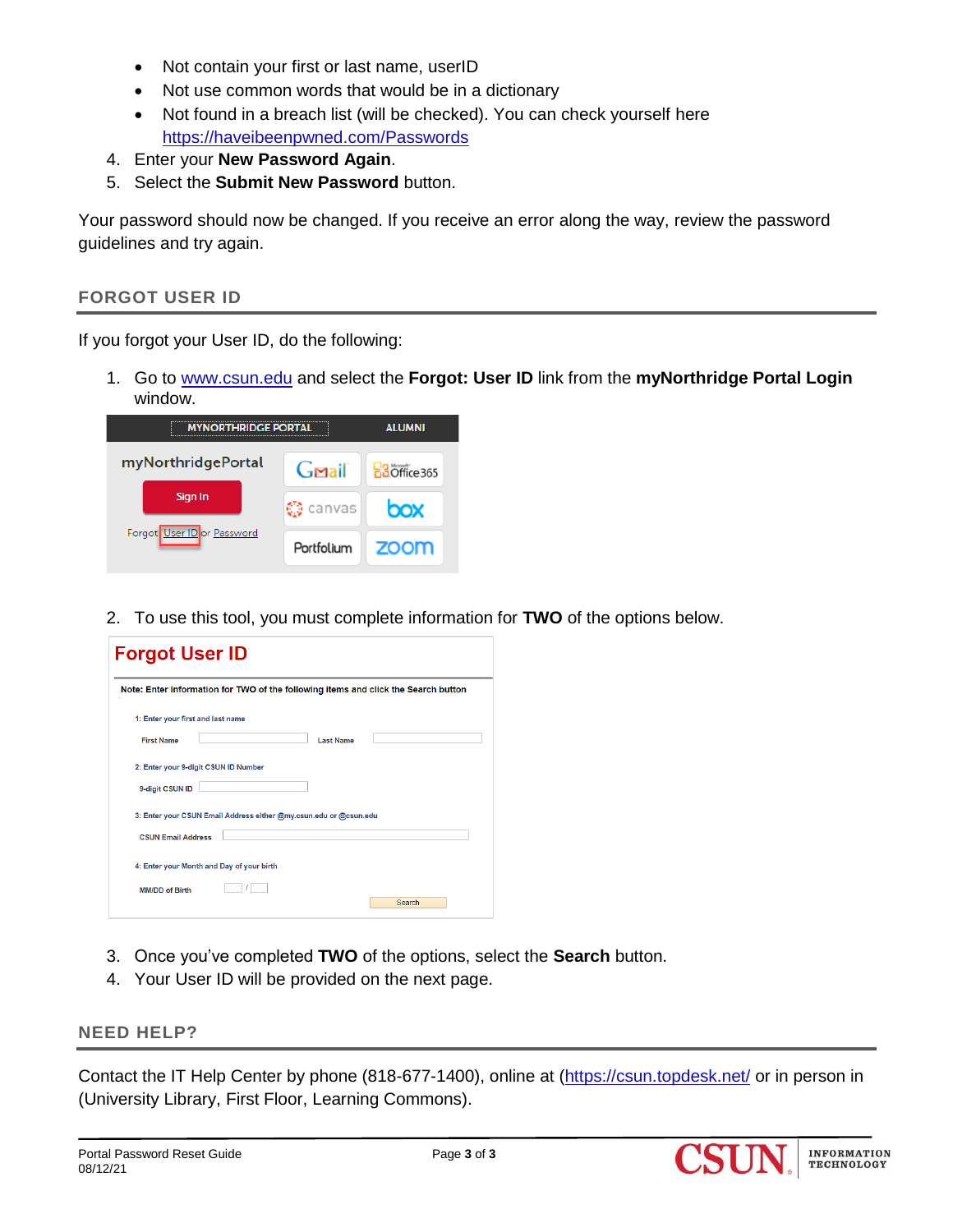- Not contain your first or last name, userID
- Not use common words that would be in a dictionary
- Not found in a breach list (will be checked). You can check yourself here https://haveibeenpwned.com/Passwords

4. Enter your **New Password Again**.
5. Select the **Submit New Password** button.

Your password should now be changed. If you receive an error along the way, review the password guidelines and try again.

## FORGOT USER ID

If you forgot your User ID, do the following:

1. Go to www.csun.edu and select the **Forgot: User ID** link from the **myNorthridge Portal Login** window.

2. To use this tool, you must complete information for **TWO** of the options below.

3. Once you've completed **TWO** of the options, select the **Search** button.
4. Your User ID will be provided on the next page.

## NEED HELP?

Contact the IT Help Center by phone (818-677-1400), online at (https://csun.topdesk.net/ or in person in (University Library, First Floor, Learning Commons).